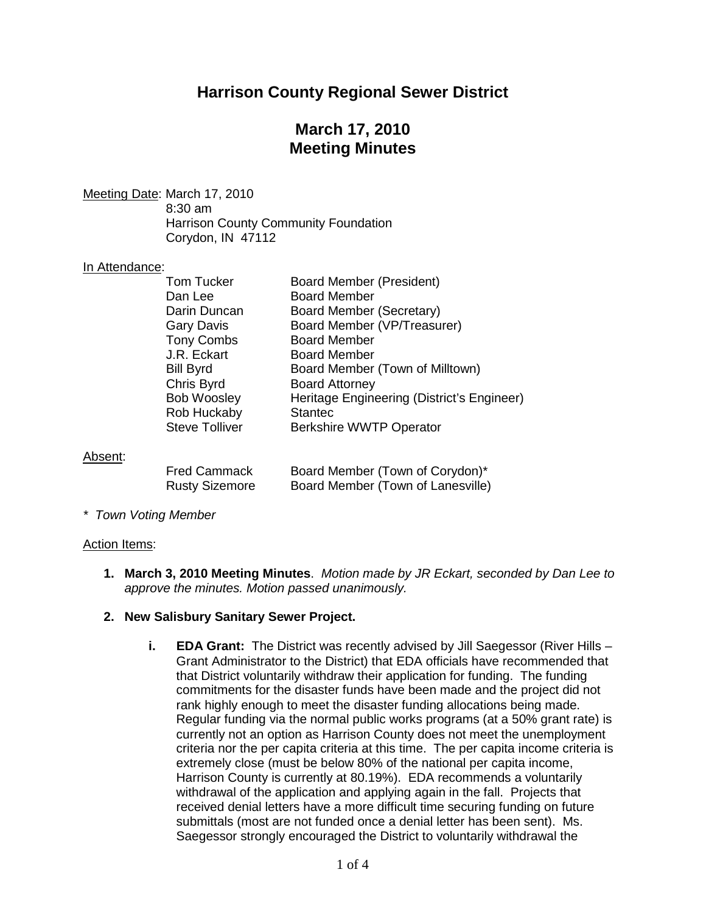# Harrison County Regional Sewer District

## March 17, 2010
## Meeting Minutes

Meeting Date: March 17, 2010
8:30 am
Harrison County Community Foundation
Corydon, IN 47112

In Attendance:

| | |
|---|---|
| Tom Tucker | Board Member (President) |
| Dan Lee | Board Member |
| Darin Duncan | Board Member (Secretary) |
| Gary Davis | Board Member (VP/Treasurer) |
| Tony Combs | Board Member |
| J.R. Eckart | Board Member |
| Bill Byrd | Board Member (Town of Milltown) |
| Chris Byrd | Board Attorney |
| Bob Woosley | Heritage Engineering (District's Engineer) |
| Rob Huckaby | Stantec |
| Steve Tolliver | Berkshire WWTP Operator |

Absent:

| | |
|---|---|
| Fred Cammack | Board Member (Town of Corydon)* |
| Rusty Sizemore | Board Member (Town of Lanesville) |

*\* Town Voting Member*

Action Items:

1. **March 3, 2010 Meeting Minutes**. *Motion made by JR Eckart, seconded by Dan Lee to approve the minutes. Motion passed unanimously.*

2. **New Salisbury Sanitary Sewer Project.**

   i. **EDA Grant:** The District was recently advised by Jill Saegessor (River Hills – Grant Administrator to the District) that EDA officials have recommended that that District voluntarily withdraw their application for funding. The funding commitments for the disaster funds have been made and the project did not rank highly enough to meet the disaster funding allocations being made. Regular funding via the normal public works programs (at a 50% grant rate) is currently not an option as Harrison County does not meet the unemployment criteria nor the per capita criteria at this time. The per capita income criteria is extremely close (must be below 80% of the national per capita income, Harrison County is currently at 80.19%). EDA recommends a voluntarily withdrawal of the application and applying again in the fall. Projects that received denial letters have a more difficult time securing funding on future submittals (most are not funded once a denial letter has been sent). Ms. Saegessor strongly encouraged the District to voluntarily withdrawal the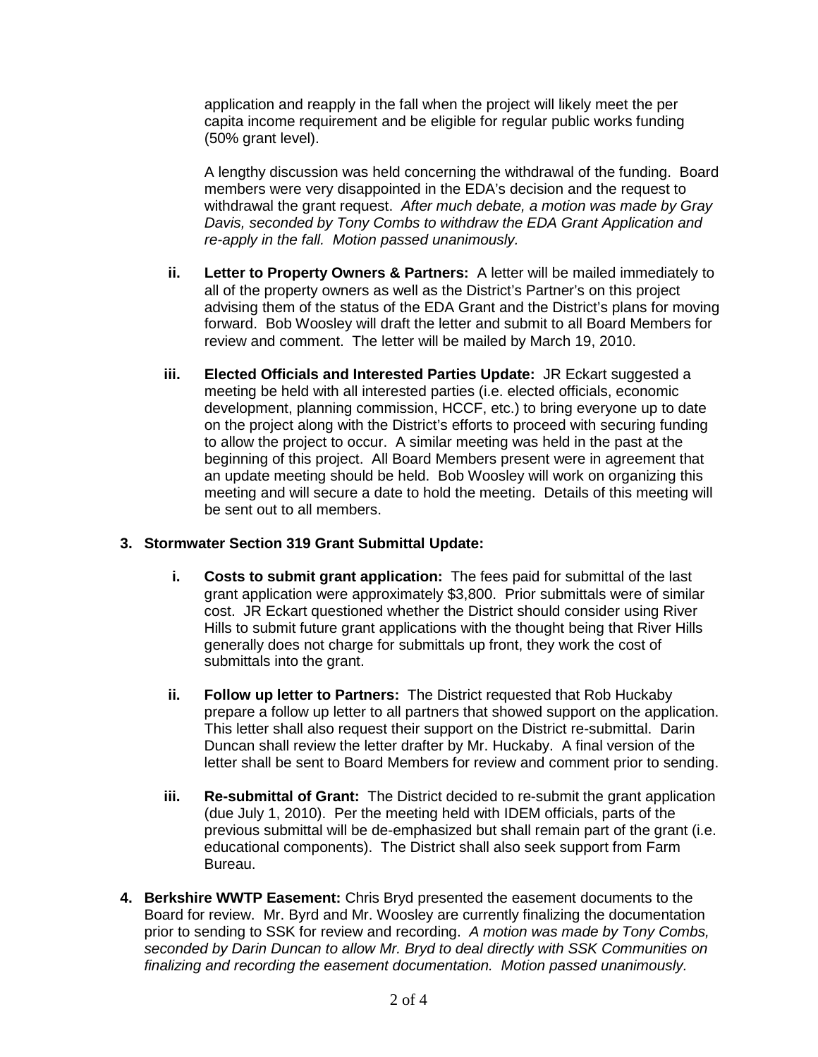application and reapply in the fall when the project will likely meet the per capita income requirement and be eligible for regular public works funding (50% grant level).

A lengthy discussion was held concerning the withdrawal of the funding. Board members were very disappointed in the EDA's decision and the request to withdrawal the grant request. *After much debate, a motion was made by Gray Davis, seconded by Tony Combs to withdraw the EDA Grant Application and re-apply in the fall. Motion passed unanimously.*

- ii. **Letter to Property Owners & Partners:** A letter will be mailed immediately to all of the property owners as well as the District's Partner's on this project advising them of the status of the EDA Grant and the District's plans for moving forward. Bob Woosley will draft the letter and submit to all Board Members for review and comment. The letter will be mailed by March 19, 2010.

- iii. **Elected Officials and Interested Parties Update:** JR Eckart suggested a meeting be held with all interested parties (i.e. elected officials, economic development, planning commission, HCCF, etc.) to bring everyone up to date on the project along with the District's efforts to proceed with securing funding to allow the project to occur. A similar meeting was held in the past at the beginning of this project. All Board Members present were in agreement that an update meeting should be held. Bob Woosley will work on organizing this meeting and will secure a date to hold the meeting. Details of this meeting will be sent out to all members.

**3. Stormwater Section 319 Grant Submittal Update:**

- i. **Costs to submit grant application:** The fees paid for submittal of the last grant application were approximately $3,800. Prior submittals were of similar cost. JR Eckart questioned whether the District should consider using River Hills to submit future grant applications with the thought being that River Hills generally does not charge for submittals up front, they work the cost of submittals into the grant.

- ii. **Follow up letter to Partners:** The District requested that Rob Huckaby prepare a follow up letter to all partners that showed support on the application. This letter shall also request their support on the District re-submittal. Darin Duncan shall review the letter drafter by Mr. Huckaby. A final version of the letter shall be sent to Board Members for review and comment prior to sending.

- iii. **Re-submittal of Grant:** The District decided to re-submit the grant application (due July 1, 2010). Per the meeting held with IDEM officials, parts of the previous submittal will be de-emphasized but shall remain part of the grant (i.e. educational components). The District shall also seek support from Farm Bureau.

**4. Berkshire WWTP Easement:** Chris Bryd presented the easement documents to the Board for review. Mr. Byrd and Mr. Woosley are currently finalizing the documentation prior to sending to SSK for review and recording. *A motion was made by Tony Combs, seconded by Darin Duncan to allow Mr. Bryd to deal directly with SSK Communities on finalizing and recording the easement documentation. Motion passed unanimously.*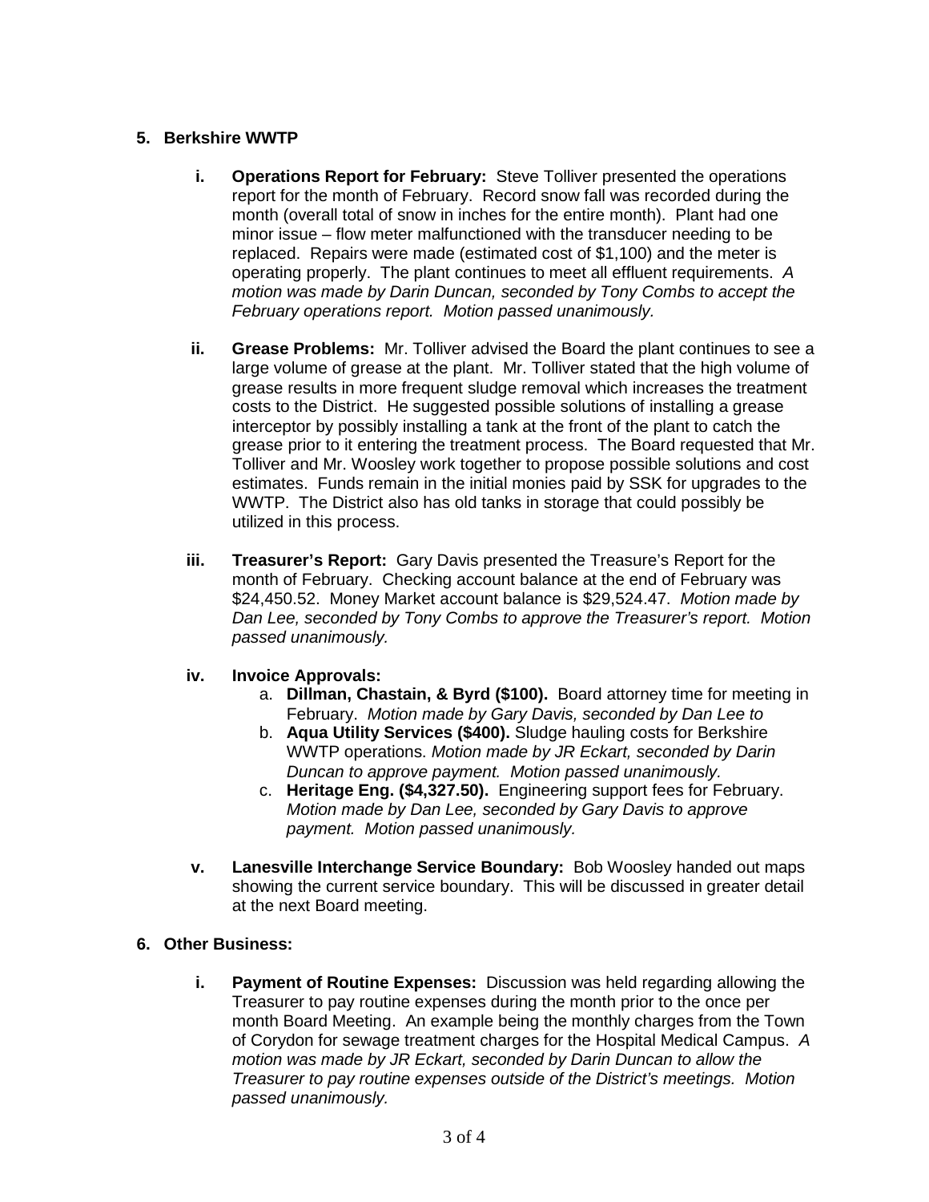## 5. Berkshire WWTP

i. **Operations Report for February:** Steve Tolliver presented the operations report for the month of February. Record snow fall was recorded during the month (overall total of snow in inches for the entire month). Plant had one minor issue – flow meter malfunctioned with the transducer needing to be replaced. Repairs were made (estimated cost of $1,100) and the meter is operating properly. The plant continues to meet all effluent requirements. *A motion was made by Darin Duncan, seconded by Tony Combs to accept the February operations report. Motion passed unanimously.*

ii. **Grease Problems:** Mr. Tolliver advised the Board the plant continues to see a large volume of grease at the plant. Mr. Tolliver stated that the high volume of grease results in more frequent sludge removal which increases the treatment costs to the District. He suggested possible solutions of installing a grease interceptor by possibly installing a tank at the front of the plant to catch the grease prior to it entering the treatment process. The Board requested that Mr. Tolliver and Mr. Woosley work together to propose possible solutions and cost estimates. Funds remain in the initial monies paid by SSK for upgrades to the WWTP. The District also has old tanks in storage that could possibly be utilized in this process.

iii. **Treasurer's Report:** Gary Davis presented the Treasure's Report for the month of February. Checking account balance at the end of February was $24,450.52. Money Market account balance is $29,524.47. *Motion made by Dan Lee, seconded by Tony Combs to approve the Treasurer's report. Motion passed unanimously.*

iv. **Invoice Approvals:**
   a. **Dillman, Chastain, & Byrd ($100).** Board attorney time for meeting in February. *Motion made by Gary Davis, seconded by Dan Lee to*
   b. **Aqua Utility Services ($400).** Sludge hauling costs for Berkshire WWTP operations. *Motion made by JR Eckart, seconded by Darin Duncan to approve payment. Motion passed unanimously.*
   c. **Heritage Eng. ($4,327.50).** Engineering support fees for February. *Motion made by Dan Lee, seconded by Gary Davis to approve payment. Motion passed unanimously.*

v. **Lanesville Interchange Service Boundary:** Bob Woosley handed out maps showing the current service boundary. This will be discussed in greater detail at the next Board meeting.

## 6. Other Business:

i. **Payment of Routine Expenses:** Discussion was held regarding allowing the Treasurer to pay routine expenses during the month prior to the once per month Board Meeting. An example being the monthly charges from the Town of Corydon for sewage treatment charges for the Hospital Medical Campus. *A motion was made by JR Eckart, seconded by Darin Duncan to allow the Treasurer to pay routine expenses outside of the District's meetings. Motion passed unanimously.*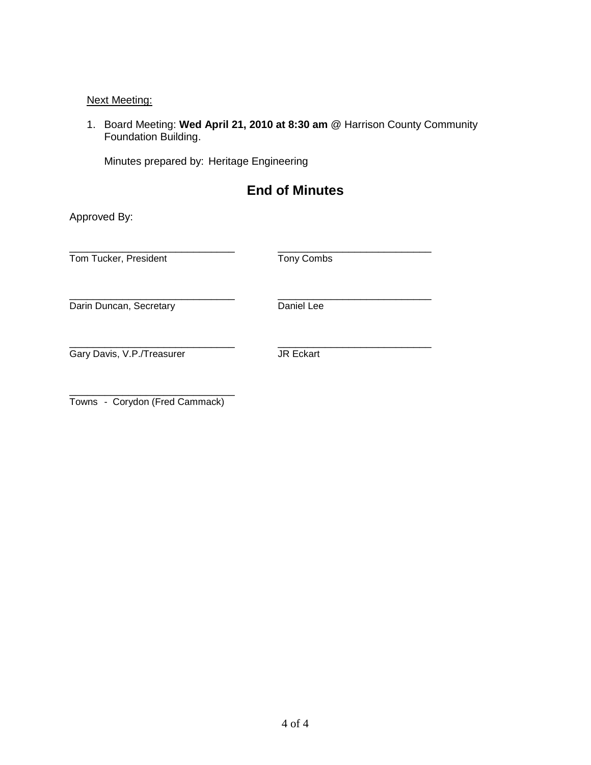Next Meeting:

1. Board Meeting: **Wed April 21, 2010 at 8:30 am** @ Harrison County Community Foundation Building.

   Minutes prepared by: Heritage Engineering

## End of Minutes

Approved By:

| | |
|---|---|
| ______________________________ | ______________________________ |
| Tom Tucker, President | Tony Combs |
| ______________________________ | ______________________________ |
| Darin Duncan, Secretary | Daniel Lee |
| ______________________________ | ______________________________ |
| Gary Davis, V.P./Treasurer | JR Eckart |
| ______________________________ | |
| Towns - Corydon (Fred Cammack) | |